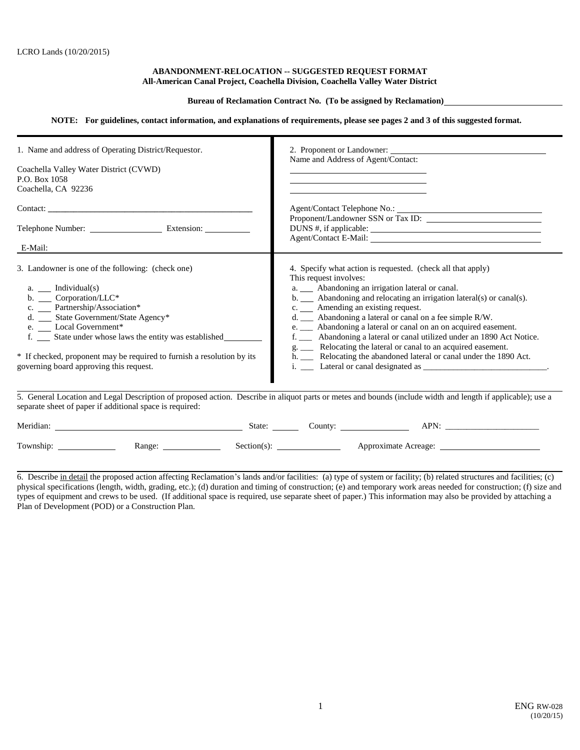LCRO Lands (10/20/2015)

**ABANDONMENT-RELOCATION -- SUGGESTED REQUEST FORMAT**
**All-American Canal Project, Coachella Division, Coachella Valley Water District**

**Bureau of Reclamation Contract No. (To be assigned by Reclamation)** ______________________

**NOTE: For guidelines, contact information, and explanations of requirements, please see pages 2 and 3 of this suggested format.**

---

1. Name and address of Operating District/Requestor.

Coachella Valley Water District (CVWD)
P.O. Box 1058
Coachella, CA 92236

Contact: ______________________________

Telephone Number: ______________ Extension: __________

E-Mail: ______________________________

2. Proponent or Landowner: ______________________________
Name and Address of Agent/Contact:
______________________________
______________________________
______________________________

Agent/Contact Telephone No.: ______________________________
Proponent/Landowner SSN or Tax ID: ______________________________
DUNS #, if applicable: ______________________________
Agent/Contact E-Mail: ______________________________

---

3. Landowner is one of the following: (check one)

a. ___ Individual(s)
b. ___ Corporation/LLC*
c. ___ Partnership/Association*
d. ___ State Government/State Agency*
e. ___ Local Government*
f. ___ State under whose laws the entity was established ________

\* If checked, proponent may be required to furnish a resolution by its governing board approving this request.

4. Specify what action is requested. (check all that apply)
This request involves:

a. ___ Abandoning an irrigation lateral or canal.
b. ___ Abandoning and relocating an irrigation lateral(s) or canal(s).
c. ___ Amending an existing request.
d. ___ Abandoning a lateral or canal on a fee simple R/W.
e. ___ Abandoning a lateral or canal on an on acquired easement.
f. ___ Abandoning a lateral or canal utilized under an 1890 Act Notice.
g. ___ Relocating the lateral or canal to an acquired easement.
h. ___ Relocating the abandoned lateral or canal under the 1890 Act.
i. ___ Lateral or canal designated as ______________________________.

---

5. General Location and Legal Description of proposed action. Describe in aliquot parts or metes and bounds (include width and length if applicable); use a separate sheet of paper if additional space is required:

Meridian: ______________________________ State: ______ County: ______________ APN: ______________

Township: ____________ Range: ____________ Section(s): ______________ Approximate Acreage: ______________

---

6. Describe in detail the proposed action affecting Reclamation's lands and/or facilities: (a) type of system or facility; (b) related structures and facilities; (c) physical specifications (length, width, grading, etc.); (d) duration and timing of construction; (e) and temporary work areas needed for construction; (f) size and types of equipment and crews to be used. (If additional space is required, use separate sheet of paper.) This information may also be provided by attaching a Plan of Development (POD) or a Construction Plan.

ENG RW-028
(10/20/15)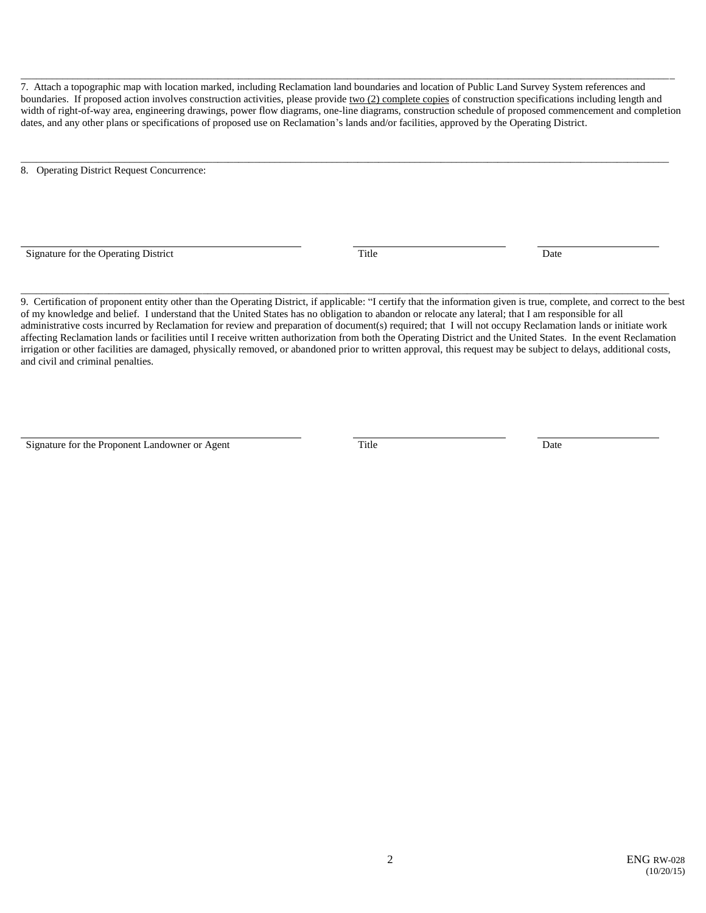7. Attach a topographic map with location marked, including Reclamation land boundaries and location of Public Land Survey System references and boundaries. If proposed action involves construction activities, please provide <u>two (2) complete copies</u> of construction specifications including length and width of right-of-way area, engineering drawings, power flow diagrams, one-line diagrams, construction schedule of proposed commencement and completion dates, and any other plans or specifications of proposed use on Reclamation's lands and/or facilities, approved by the Operating District.

---

8. Operating District Request Concurrence:

| Signature for the Operating District | Title | Date |
|---|---|---|
| | | |

---

9. Certification of proponent entity other than the Operating District, if applicable: "I certify that the information given is true, complete, and correct to the best of my knowledge and belief. I understand that the United States has no obligation to abandon or relocate any lateral; that I am responsible for all administrative costs incurred by Reclamation for review and preparation of document(s) required; that I will not occupy Reclamation lands or initiate work affecting Reclamation lands or facilities until I receive written authorization from both the Operating District and the United States. In the event Reclamation irrigation or other facilities are damaged, physically removed, or abandoned prior to written approval, this request may be subject to delays, additional costs, and civil and criminal penalties.

| Signature for the Proponent Landowner or Agent | Title | Date |
|---|---|---|
| | | |

ENG RW-028
(10/20/15)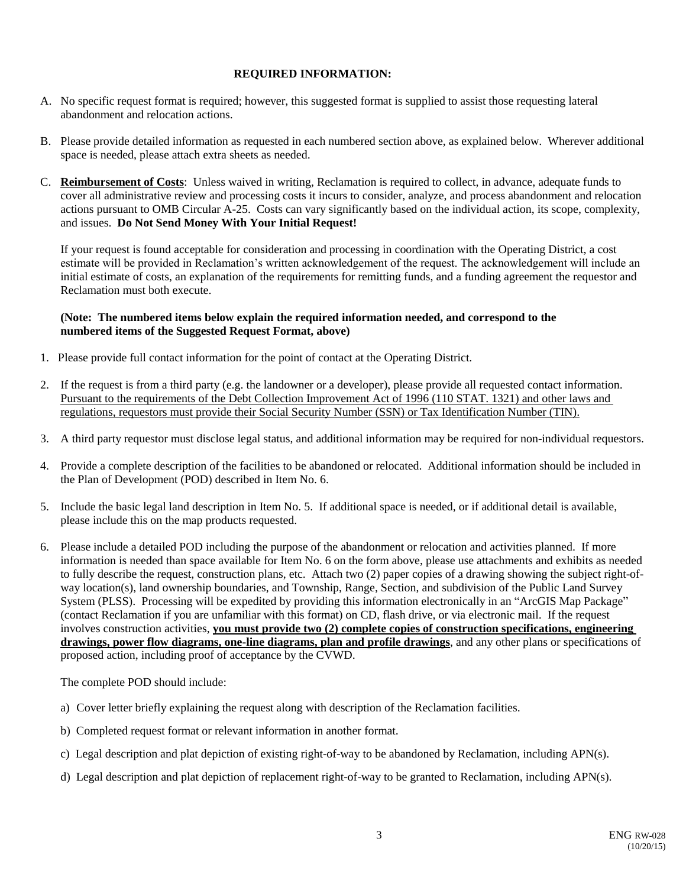## REQUIRED INFORMATION:

A. No specific request format is required; however, this suggested format is supplied to assist those requesting lateral abandonment and relocation actions.

B. Please provide detailed information as requested in each numbered section above, as explained below. Wherever additional space is needed, please attach extra sheets as needed.

C. **Reimbursement of Costs**: Unless waived in writing, Reclamation is required to collect, in advance, adequate funds to cover all administrative review and processing costs it incurs to consider, analyze, and process abandonment and relocation actions pursuant to OMB Circular A-25. Costs can vary significantly based on the individual action, its scope, complexity, and issues. **Do Not Send Money With Your Initial Request!**

   If your request is found acceptable for consideration and processing in coordination with the Operating District, a cost estimate will be provided in Reclamation's written acknowledgement of the request. The acknowledgement will include an initial estimate of costs, an explanation of the requirements for remitting funds, and a funding agreement the requestor and Reclamation must both execute.

   **(Note: The numbered items below explain the required information needed, and correspond to the numbered items of the Suggested Request Format, above)**

1. Please provide full contact information for the point of contact at the Operating District.

2. If the request is from a third party (e.g. the landowner or a developer), please provide all requested contact information. Pursuant to the requirements of the Debt Collection Improvement Act of 1996 (110 STAT. 1321) and other laws and regulations, requestors must provide their Social Security Number (SSN) or Tax Identification Number (TIN).

3. A third party requestor must disclose legal status, and additional information may be required for non-individual requestors.

4. Provide a complete description of the facilities to be abandoned or relocated. Additional information should be included in the Plan of Development (POD) described in Item No. 6.

5. Include the basic legal land description in Item No. 5. If additional space is needed, or if additional detail is available, please include this on the map products requested.

6. Please include a detailed POD including the purpose of the abandonment or relocation and activities planned. If more information is needed than space available for Item No. 6 on the form above, please use attachments and exhibits as needed to fully describe the request, construction plans, etc. Attach two (2) paper copies of a drawing showing the subject right-of-way location(s), land ownership boundaries, and Township, Range, Section, and subdivision of the Public Land Survey System (PLSS). Processing will be expedited by providing this information electronically in an "ArcGIS Map Package" (contact Reclamation if you are unfamiliar with this format) on CD, flash drive, or via electronic mail. If the request involves construction activities, **you must provide two (2) complete copies of construction specifications, engineering drawings, power flow diagrams, one-line diagrams, plan and profile drawings**, and any other plans or specifications of proposed action, including proof of acceptance by the CVWD.

   The complete POD should include:

   a) Cover letter briefly explaining the request along with description of the Reclamation facilities.

   b) Completed request format or relevant information in another format.

   c) Legal description and plat depiction of existing right-of-way to be abandoned by Reclamation, including APN(s).

   d) Legal description and plat depiction of replacement right-of-way to be granted to Reclamation, including APN(s).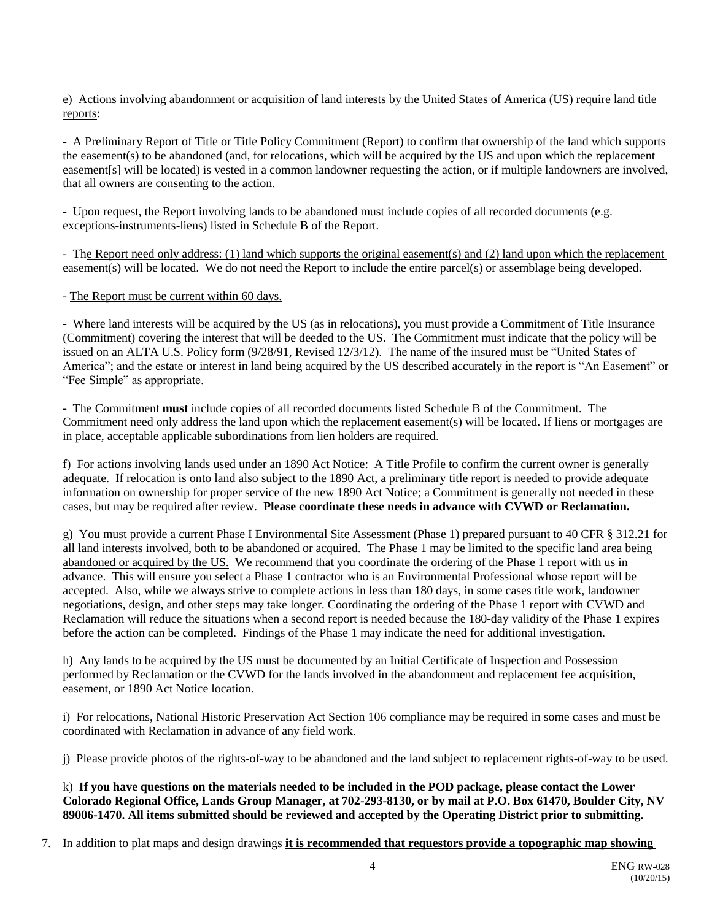e) Actions involving abandonment or acquisition of land interests by the United States of America (US) require land title reports:

- A Preliminary Report of Title or Title Policy Commitment (Report) to confirm that ownership of the land which supports the easement(s) to be abandoned (and, for relocations, which will be acquired by the US and upon which the replacement easement[s] will be located) is vested in a common landowner requesting the action, or if multiple landowners are involved, that all owners are consenting to the action.

- Upon request, the Report involving lands to be abandoned must include copies of all recorded documents (e.g. exceptions-instruments-liens) listed in Schedule B of the Report.

- The Report need only address: (1) land which supports the original easement(s) and (2) land upon which the replacement easement(s) will be located. We do not need the Report to include the entire parcel(s) or assemblage being developed.

- The Report must be current within 60 days.

- Where land interests will be acquired by the US (as in relocations), you must provide a Commitment of Title Insurance (Commitment) covering the interest that will be deeded to the US. The Commitment must indicate that the policy will be issued on an ALTA U.S. Policy form (9/28/91, Revised 12/3/12). The name of the insured must be "United States of America"; and the estate or interest in land being acquired by the US described accurately in the report is "An Easement" or "Fee Simple" as appropriate.

- The Commitment **must** include copies of all recorded documents listed Schedule B of the Commitment. The Commitment need only address the land upon which the replacement easement(s) will be located. If liens or mortgages are in place, acceptable applicable subordinations from lien holders are required.

f) For actions involving lands used under an 1890 Act Notice: A Title Profile to confirm the current owner is generally adequate. If relocation is onto land also subject to the 1890 Act, a preliminary title report is needed to provide adequate information on ownership for proper service of the new 1890 Act Notice; a Commitment is generally not needed in these cases, but may be required after review. **Please coordinate these needs in advance with CVWD or Reclamation.**

g) You must provide a current Phase I Environmental Site Assessment (Phase 1) prepared pursuant to 40 CFR § 312.21 for all land interests involved, both to be abandoned or acquired. The Phase 1 may be limited to the specific land area being abandoned or acquired by the US. We recommend that you coordinate the ordering of the Phase 1 report with us in advance. This will ensure you select a Phase 1 contractor who is an Environmental Professional whose report will be accepted. Also, while we always strive to complete actions in less than 180 days, in some cases title work, landowner negotiations, design, and other steps may take longer. Coordinating the ordering of the Phase 1 report with CVWD and Reclamation will reduce the situations when a second report is needed because the 180-day validity of the Phase 1 expires before the action can be completed. Findings of the Phase 1 may indicate the need for additional investigation.

h) Any lands to be acquired by the US must be documented by an Initial Certificate of Inspection and Possession performed by Reclamation or the CVWD for the lands involved in the abandonment and replacement fee acquisition, easement, or 1890 Act Notice location.

i) For relocations, National Historic Preservation Act Section 106 compliance may be required in some cases and must be coordinated with Reclamation in advance of any field work.

j) Please provide photos of the rights-of-way to be abandoned and the land subject to replacement rights-of-way to be used.

k) **If you have questions on the materials needed to be included in the POD package, please contact the Lower Colorado Regional Office, Lands Group Manager, at 702-293-8130, or by mail at P.O. Box 61470, Boulder City, NV 89006-1470. All items submitted should be reviewed and accepted by the Operating District prior to submitting.**

7. In addition to plat maps and design drawings **it is recommended that requestors provide a topographic map showing**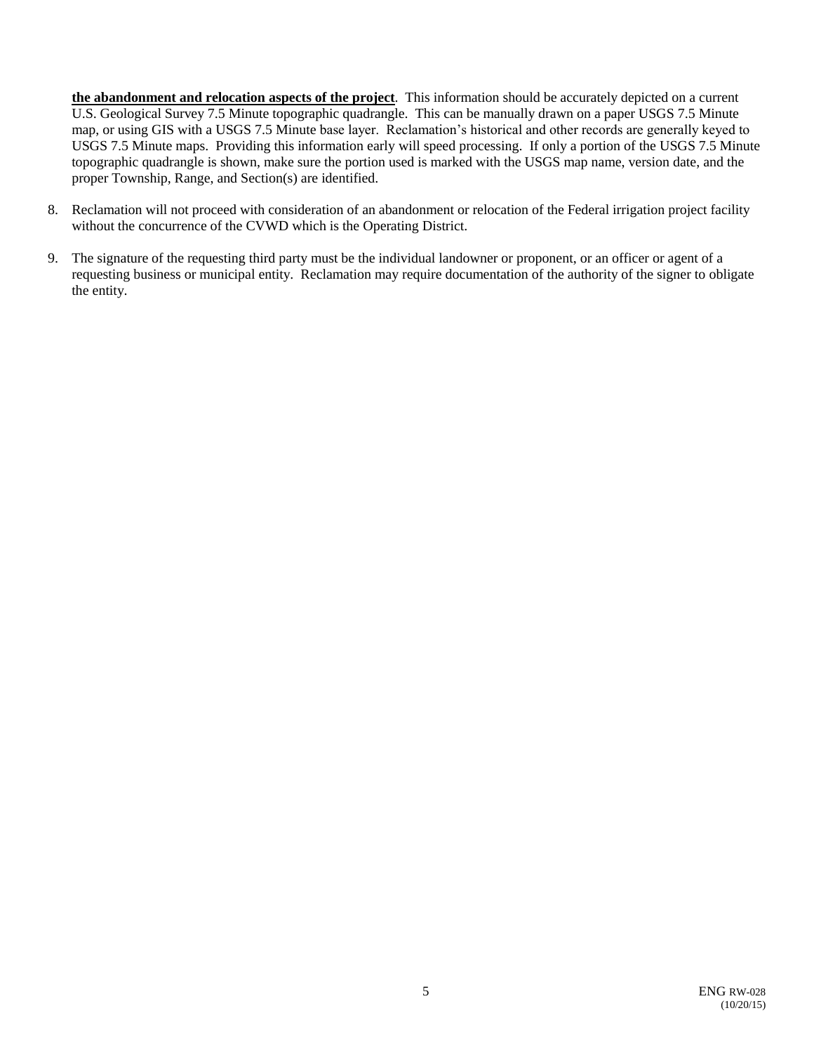**the abandonment and relocation aspects of the project**. This information should be accurately depicted on a current U.S. Geological Survey 7.5 Minute topographic quadrangle. This can be manually drawn on a paper USGS 7.5 Minute map, or using GIS with a USGS 7.5 Minute base layer. Reclamation's historical and other records are generally keyed to USGS 7.5 Minute maps. Providing this information early will speed processing. If only a portion of the USGS 7.5 Minute topographic quadrangle is shown, make sure the portion used is marked with the USGS map name, version date, and the proper Township, Range, and Section(s) are identified.

8. Reclamation will not proceed with consideration of an abandonment or relocation of the Federal irrigation project facility without the concurrence of the CVWD which is the Operating District.

9. The signature of the requesting third party must be the individual landowner or proponent, or an officer or agent of a requesting business or municipal entity. Reclamation may require documentation of the authority of the signer to obligate the entity.